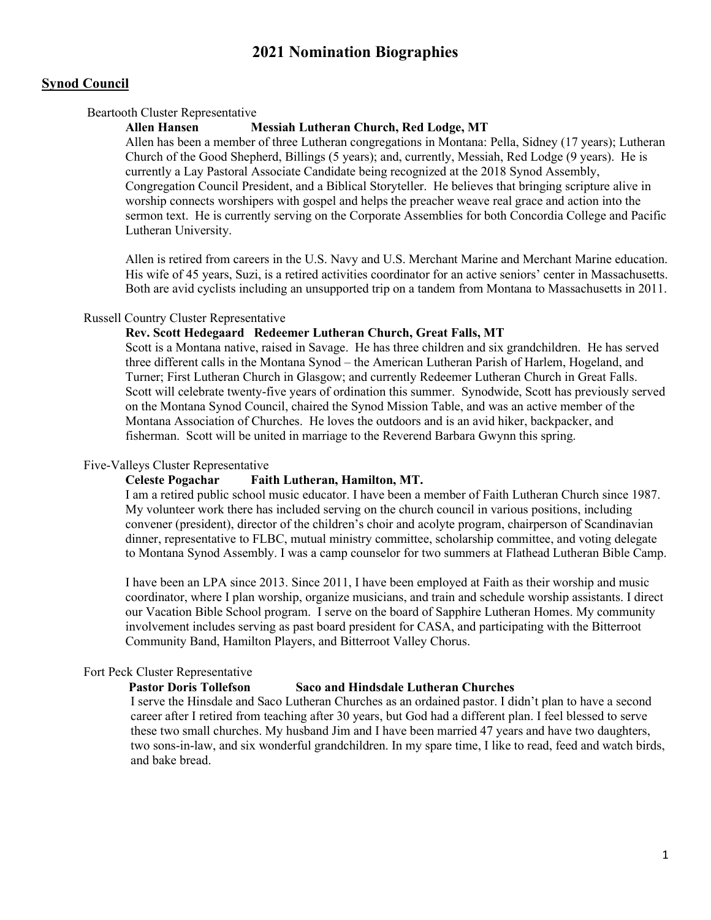# 2021 Nomination Biographies

## Synod Council

Beartooth Cluster Representative

**Allen Hansen Messiah Lutheran Church, Red Lodge, MT**

Allen has been a member of three Lutheran congregations in Montana: Pella, Sidney (17 years); Lutheran Church of the Good Shepherd, Billings (5 years); and, currently, Messiah, Red Lodge (9 years). He is currently a Lay Pastoral Associate Candidate being recognized at the 2018 Synod Assembly, Congregation Council President, and a Biblical Storyteller. He believes that bringing scripture alive in worship connects worshipers with gospel and helps the preacher weave real grace and action into the sermon text. He is currently serving on the Corporate Assemblies for both Concordia College and Pacific Lutheran University.

Allen is retired from careers in the U.S. Navy and U.S. Merchant Marine and Merchant Marine education. His wife of 45 years, Suzi, is a retired activities coordinator for an active seniors' center in Massachusetts. Both are avid cyclists including an unsupported trip on a tandem from Montana to Massachusetts in 2011.

Russell Country Cluster Representative

**Rev. Scott Hedegaard Redeemer Lutheran Church, Great Falls, MT**

Scott is a Montana native, raised in Savage. He has three children and six grandchildren. He has served three different calls in the Montana Synod – the American Lutheran Parish of Harlem, Hogeland, and Turner; First Lutheran Church in Glasgow; and currently Redeemer Lutheran Church in Great Falls. Scott will celebrate twenty-five years of ordination this summer. Synodwide, Scott has previously served on the Montana Synod Council, chaired the Synod Mission Table, and was an active member of the Montana Association of Churches. He loves the outdoors and is an avid hiker, backpacker, and fisherman. Scott will be united in marriage to the Reverend Barbara Gwynn this spring.

Five-Valleys Cluster Representative

**Celeste Pogachar Faith Lutheran, Hamilton, MT.**

I am a retired public school music educator. I have been a member of Faith Lutheran Church since 1987. My volunteer work there has included serving on the church council in various positions, including convener (president), director of the children's choir and acolyte program, chairperson of Scandinavian dinner, representative to FLBC, mutual ministry committee, scholarship committee, and voting delegate to Montana Synod Assembly. I was a camp counselor for two summers at Flathead Lutheran Bible Camp.

I have been an LPA since 2013. Since 2011, I have been employed at Faith as their worship and music coordinator, where I plan worship, organize musicians, and train and schedule worship assistants. I direct our Vacation Bible School program. I serve on the board of Sapphire Lutheran Homes. My community involvement includes serving as past board president for CASA, and participating with the Bitterroot Community Band, Hamilton Players, and Bitterroot Valley Chorus.

Fort Peck Cluster Representative

**Pastor Doris Tollefson Saco and Hindsdale Lutheran Churches**

I serve the Hinsdale and Saco Lutheran Churches as an ordained pastor. I didn't plan to have a second career after I retired from teaching after 30 years, but God had a different plan. I feel blessed to serve these two small churches. My husband Jim and I have been married 47 years and have two daughters, two sons-in-law, and six wonderful grandchildren. In my spare time, I like to read, feed and watch birds, and bake bread.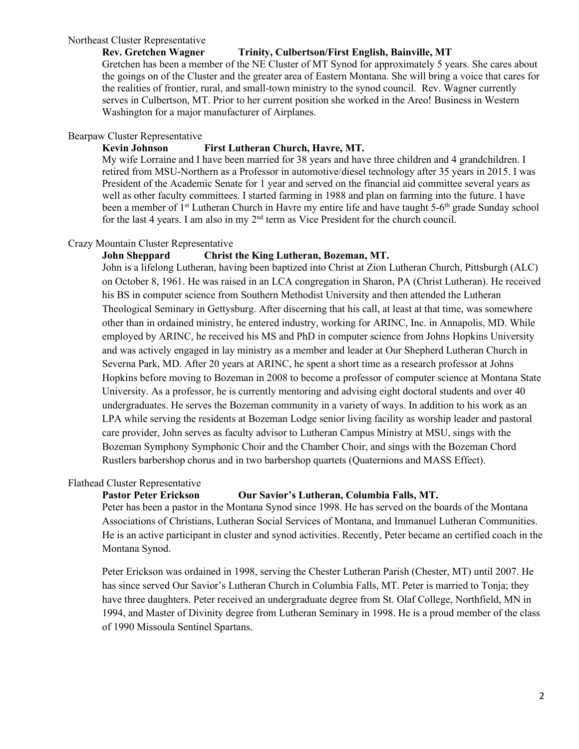Northeast Cluster Representative

**Rev. Gretchen Wagner          Trinity, Culbertson/First English, Bainville, MT**

Gretchen has been a member of the NE Cluster of MT Synod for approximately 5 years. She cares about the goings on of the Cluster and the greater area of Eastern Montana. She will bring a voice that cares for the realities of frontier, rural, and small-town ministry to the synod council. Rev. Wagner currently serves in Culbertson, MT. Prior to her current position she worked in the Areo! Business in Western Washington for a major manufacturer of Airplanes.

Bearpaw Cluster Representative

**Kevin Johnson          First Lutheran Church, Havre, MT.**

My wife Lorraine and I have been married for 38 years and have three children and 4 grandchildren. I retired from MSU-Northern as a Professor in automotive/diesel technology after 35 years in 2015. I was President of the Academic Senate for 1 year and served on the financial aid committee several years as well as other faculty committees. I started farming in 1988 and plan on farming into the future. I have been a member of 1st Lutheran Church in Havre my entire life and have taught 5-6th grade Sunday school for the last 4 years. I am also in my 2nd term as Vice President for the church council.

Crazy Mountain Cluster Representative

**John Sheppard          Christ the King Lutheran, Bozeman, MT.**

John is a lifelong Lutheran, having been baptized into Christ at Zion Lutheran Church, Pittsburgh (ALC) on October 8, 1961. He was raised in an LCA congregation in Sharon, PA (Christ Lutheran). He received his BS in computer science from Southern Methodist University and then attended the Lutheran Theological Seminary in Gettysburg. After discerning that his call, at least at that time, was somewhere other than in ordained ministry, he entered industry, working for ARINC, Inc. in Annapolis, MD. While employed by ARINC, he received his MS and PhD in computer science from Johns Hopkins University and was actively engaged in lay ministry as a member and leader at Our Shepherd Lutheran Church in Severna Park, MD. After 20 years at ARINC, he spent a short time as a research professor at Johns Hopkins before moving to Bozeman in 2008 to become a professor of computer science at Montana State University. As a professor, he is currently mentoring and advising eight doctoral students and over 40 undergraduates. He serves the Bozeman community in a variety of ways. In addition to his work as an LPA while serving the residents at Bozeman Lodge senior living facility as worship leader and pastoral care provider, John serves as faculty advisor to Lutheran Campus Ministry at MSU, sings with the Bozeman Symphony Symphonic Choir and the Chamber Choir, and sings with the Bozeman Chord Rustlers barbershop chorus and in two barbershop quartets (Quaternions and MASS Effect).

Flathead Cluster Representative

**Pastor Peter Erickson          Our Savior's Lutheran, Columbia Falls, MT.**

Peter has been a pastor in the Montana Synod since 1998. He has served on the boards of the Montana Associations of Christians, Lutheran Social Services of Montana, and Immanuel Lutheran Communities. He is an active participant in cluster and synod activities. Recently, Peter became an certified coach in the Montana Synod.

Peter Erickson was ordained in 1998, serving the Chester Lutheran Parish (Chester, MT) until 2007. He has since served Our Savior's Lutheran Church in Columbia Falls, MT. Peter is married to Tonja; they have three daughters. Peter received an undergraduate degree from St. Olaf College, Northfield, MN in 1994, and Master of Divinity degree from Lutheran Seminary in 1998. He is a proud member of the class of 1990 Missoula Sentinel Spartans.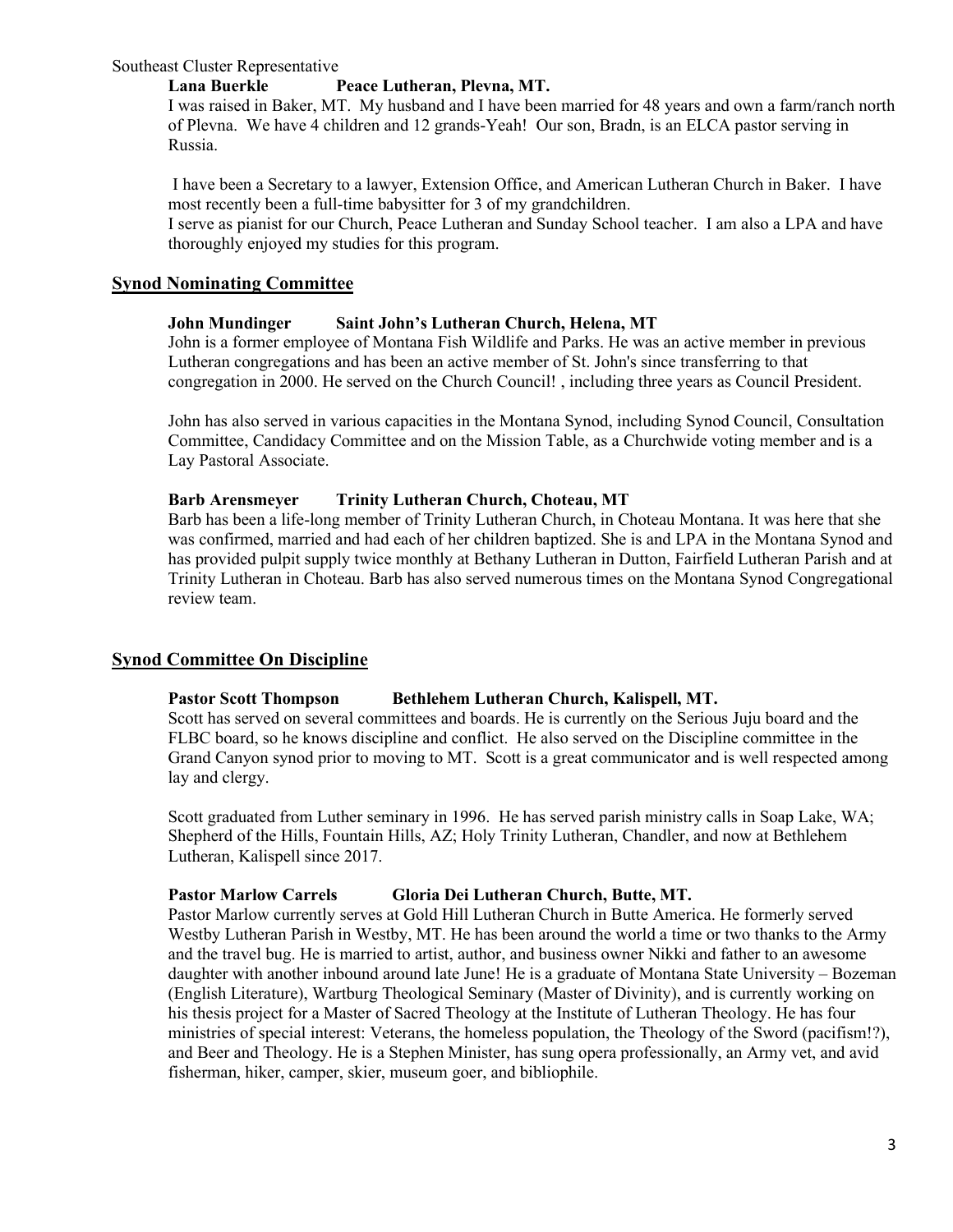Southeast Cluster Representative

**Lana Buerkle Peace Lutheran, Plevna, MT.**

I was raised in Baker, MT. My husband and I have been married for 48 years and own a farm/ranch north of Plevna. We have 4 children and 12 grands-Yeah! Our son, Bradn, is an ELCA pastor serving in Russia.

I have been a Secretary to a lawyer, Extension Office, and American Lutheran Church in Baker. I have most recently been a full-time babysitter for 3 of my grandchildren.
I serve as pianist for our Church, Peace Lutheran and Sunday School teacher. I am also a LPA and have thoroughly enjoyed my studies for this program.

## Synod Nominating Committee

**John Mundinger Saint John's Lutheran Church, Helena, MT**

John is a former employee of Montana Fish Wildlife and Parks. He was an active member in previous Lutheran congregations and has been an active member of St. John's since transferring to that congregation in 2000. He served on the Church Council! , including three years as Council President.

John has also served in various capacities in the Montana Synod, including Synod Council, Consultation Committee, Candidacy Committee and on the Mission Table, as a Churchwide voting member and is a Lay Pastoral Associate.

**Barb Arensmeyer Trinity Lutheran Church, Choteau, MT**

Barb has been a life-long member of Trinity Lutheran Church, in Choteau Montana. It was here that she was confirmed, married and had each of her children baptized. She is and LPA in the Montana Synod and has provided pulpit supply twice monthly at Bethany Lutheran in Dutton, Fairfield Lutheran Parish and at Trinity Lutheran in Choteau. Barb has also served numerous times on the Montana Synod Congregational review team.

## Synod Committee On Discipline

**Pastor Scott Thompson Bethlehem Lutheran Church, Kalispell, MT.**

Scott has served on several committees and boards. He is currently on the Serious Juju board and the FLBC board, so he knows discipline and conflict. He also served on the Discipline committee in the Grand Canyon synod prior to moving to MT. Scott is a great communicator and is well respected among lay and clergy.

Scott graduated from Luther seminary in 1996. He has served parish ministry calls in Soap Lake, WA; Shepherd of the Hills, Fountain Hills, AZ; Holy Trinity Lutheran, Chandler, and now at Bethlehem Lutheran, Kalispell since 2017.

**Pastor Marlow Carrels Gloria Dei Lutheran Church, Butte, MT.**

Pastor Marlow currently serves at Gold Hill Lutheran Church in Butte America. He formerly served Westby Lutheran Parish in Westby, MT. He has been around the world a time or two thanks to the Army and the travel bug. He is married to artist, author, and business owner Nikki and father to an awesome daughter with another inbound around late June! He is a graduate of Montana State University – Bozeman (English Literature), Wartburg Theological Seminary (Master of Divinity), and is currently working on his thesis project for a Master of Sacred Theology at the Institute of Lutheran Theology. He has four ministries of special interest: Veterans, the homeless population, the Theology of the Sword (pacifism!?), and Beer and Theology. He is a Stephen Minister, has sung opera professionally, an Army vet, and avid fisherman, hiker, camper, skier, museum goer, and bibliophile.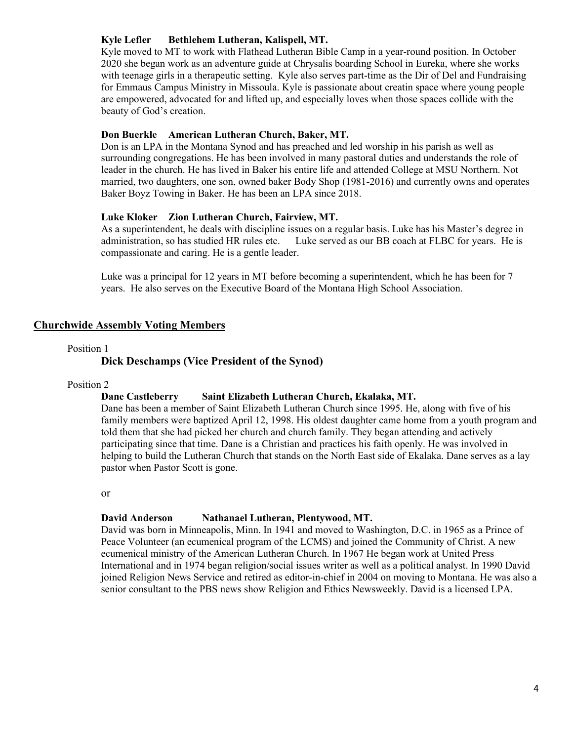**Kyle Lefler  Bethlehem Lutheran, Kalispell, MT.**

Kyle moved to MT to work with Flathead Lutheran Bible Camp in a year-round position. In October 2020 she began work as an adventure guide at Chrysalis boarding School in Eureka, where she works with teenage girls in a therapeutic setting. Kyle also serves part-time as the Dir of Del and Fundraising for Emmaus Campus Ministry in Missoula. Kyle is passionate about creatin space where young people are empowered, advocated for and lifted up, and especially loves when those spaces collide with the beauty of God's creation.

**Don Buerkle  American Lutheran Church, Baker, MT.**

Don is an LPA in the Montana Synod and has preached and led worship in his parish as well as surrounding congregations. He has been involved in many pastoral duties and understands the role of leader in the church. He has lived in Baker his entire life and attended College at MSU Northern. Not married, two daughters, one son, owned baker Body Shop (1981-2016) and currently owns and operates Baker Boyz Towing in Baker. He has been an LPA since 2018.

**Luke Kloker  Zion Lutheran Church, Fairview, MT.**

As a superintendent, he deals with discipline issues on a regular basis. Luke has his Master's degree in administration, so has studied HR rules etc. Luke served as our BB coach at FLBC for years. He is compassionate and caring. He is a gentle leader.

Luke was a principal for 12 years in MT before becoming a superintendent, which he has been for 7 years. He also serves on the Executive Board of the Montana High School Association.

## Churchwide Assembly Voting Members

Position 1

**Dick Deschamps (Vice President of the Synod)**

Position 2

**Dane Castleberry  Saint Elizabeth Lutheran Church, Ekalaka, MT.**

Dane has been a member of Saint Elizabeth Lutheran Church since 1995. He, along with five of his family members were baptized April 12, 1998. His oldest daughter came home from a youth program and told them that she had picked her church and church family. They began attending and actively participating since that time. Dane is a Christian and practices his faith openly. He was involved in helping to build the Lutheran Church that stands on the North East side of Ekalaka. Dane serves as a lay pastor when Pastor Scott is gone.

or

**David Anderson  Nathanael Lutheran, Plentywood, MT.**

David was born in Minneapolis, Minn. In 1941 and moved to Washington, D.C. in 1965 as a Prince of Peace Volunteer (an ecumenical program of the LCMS) and joined the Community of Christ. A new ecumenical ministry of the American Lutheran Church. In 1967 He began work at United Press International and in 1974 began religion/social issues writer as well as a political analyst. In 1990 David joined Religion News Service and retired as editor-in-chief in 2004 on moving to Montana. He was also a senior consultant to the PBS news show Religion and Ethics Newsweekly. David is a licensed LPA.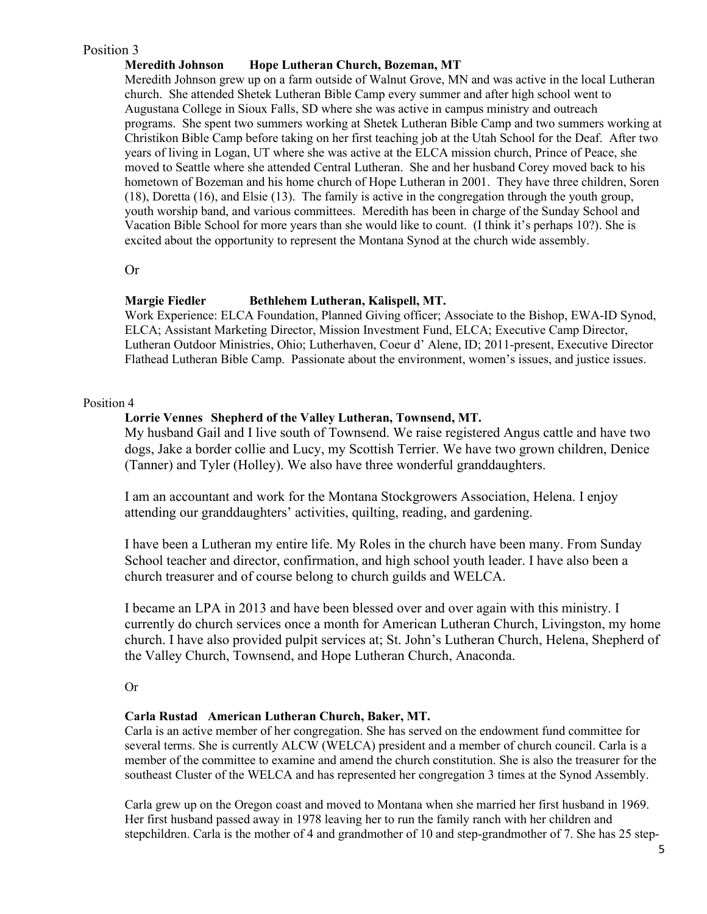Position 3

**Meredith Johnson Hope Lutheran Church, Bozeman, MT**

Meredith Johnson grew up on a farm outside of Walnut Grove, MN and was active in the local Lutheran church. She attended Shetek Lutheran Bible Camp every summer and after high school went to Augustana College in Sioux Falls, SD where she was active in campus ministry and outreach programs. She spent two summers working at Shetek Lutheran Bible Camp and two summers working at Christikon Bible Camp before taking on her first teaching job at the Utah School for the Deaf. After two years of living in Logan, UT where she was active at the ELCA mission church, Prince of Peace, she moved to Seattle where she attended Central Lutheran. She and her husband Corey moved back to his hometown of Bozeman and his home church of Hope Lutheran in 2001. They have three children, Soren (18), Doretta (16), and Elsie (13). The family is active in the congregation through the youth group, youth worship band, and various committees. Meredith has been in charge of the Sunday School and Vacation Bible School for more years than she would like to count. (I think it's perhaps 10?). She is excited about the opportunity to represent the Montana Synod at the church wide assembly.

Or

**Margie Fiedler Bethlehem Lutheran, Kalispell, MT.**

Work Experience: ELCA Foundation, Planned Giving officer; Associate to the Bishop, EWA-ID Synod, ELCA; Assistant Marketing Director, Mission Investment Fund, ELCA; Executive Camp Director, Lutheran Outdoor Ministries, Ohio; Lutherhaven, Coeur d' Alene, ID; 2011-present, Executive Director Flathead Lutheran Bible Camp. Passionate about the environment, women's issues, and justice issues.

Position 4

**Lorrie Vennes Shepherd of the Valley Lutheran, Townsend, MT.**

My husband Gail and I live south of Townsend. We raise registered Angus cattle and have two dogs, Jake a border collie and Lucy, my Scottish Terrier. We have two grown children, Denice (Tanner) and Tyler (Holley). We also have three wonderful granddaughters.

I am an accountant and work for the Montana Stockgrowers Association, Helena. I enjoy attending our granddaughters' activities, quilting, reading, and gardening.

I have been a Lutheran my entire life. My Roles in the church have been many. From Sunday School teacher and director, confirmation, and high school youth leader. I have also been a church treasurer and of course belong to church guilds and WELCA.

I became an LPA in 2013 and have been blessed over and over again with this ministry. I currently do church services once a month for American Lutheran Church, Livingston, my home church. I have also provided pulpit services at; St. John's Lutheran Church, Helena, Shepherd of the Valley Church, Townsend, and Hope Lutheran Church, Anaconda.

Or

**Carla Rustad American Lutheran Church, Baker, MT.**

Carla is an active member of her congregation. She has served on the endowment fund committee for several terms. She is currently ALCW (WELCA) president and a member of church council. Carla is a member of the committee to examine and amend the church constitution. She is also the treasurer for the southeast Cluster of the WELCA and has represented her congregation 3 times at the Synod Assembly.

Carla grew up on the Oregon coast and moved to Montana when she married her first husband in 1969. Her first husband passed away in 1978 leaving her to run the family ranch with her children and stepchildren. Carla is the mother of 4 and grandmother of 10 and step-grandmother of 7. She has 25 step-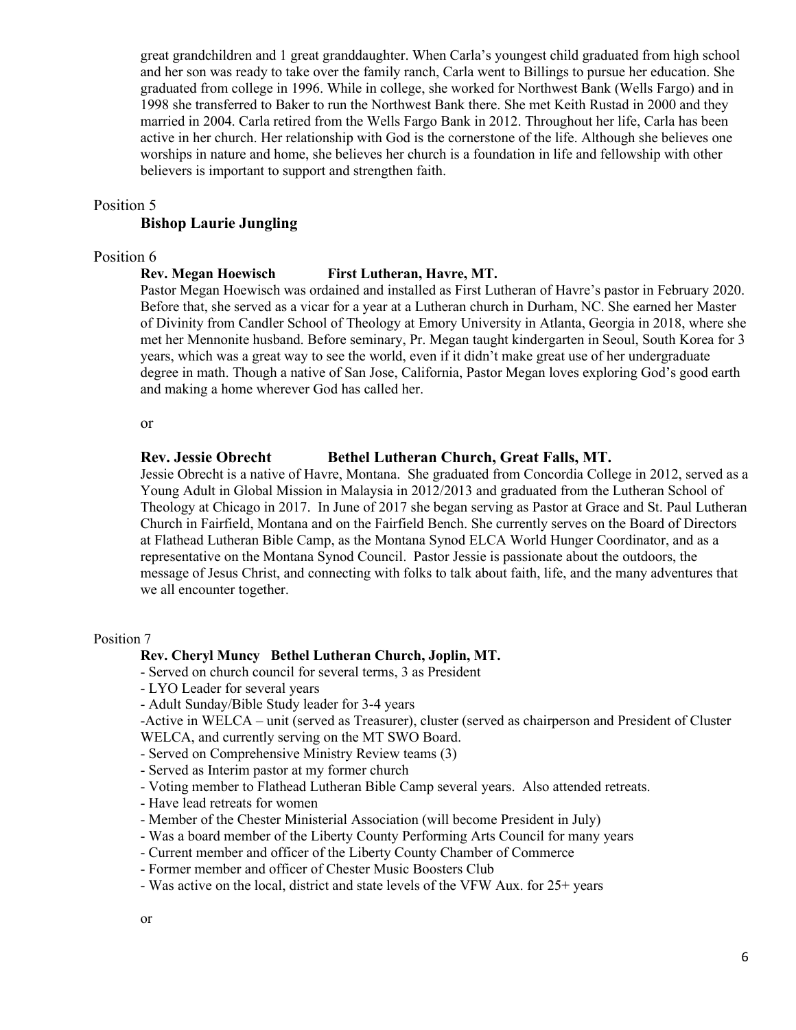great grandchildren and 1 great granddaughter. When Carla's youngest child graduated from high school and her son was ready to take over the family ranch, Carla went to Billings to pursue her education. She graduated from college in 1996. While in college, she worked for Northwest Bank (Wells Fargo) and in 1998 she transferred to Baker to run the Northwest Bank there. She met Keith Rustad in 2000 and they married in 2004. Carla retired from the Wells Fargo Bank in 2012. Throughout her life, Carla has been active in her church. Her relationship with God is the cornerstone of the life. Although she believes one worships in nature and home, she believes her church is a foundation in life and fellowship with other believers is important to support and strengthen faith.

Position 5

**Bishop Laurie Jungling**

Position 6

**Rev. Megan Hoewisch First Lutheran, Havre, MT.**

Pastor Megan Hoewisch was ordained and installed as First Lutheran of Havre's pastor in February 2020. Before that, she served as a vicar for a year at a Lutheran church in Durham, NC. She earned her Master of Divinity from Candler School of Theology at Emory University in Atlanta, Georgia in 2018, where she met her Mennonite husband. Before seminary, Pr. Megan taught kindergarten in Seoul, South Korea for 3 years, which was a great way to see the world, even if it didn't make great use of her undergraduate degree in math. Though a native of San Jose, California, Pastor Megan loves exploring God's good earth and making a home wherever God has called her.

or

**Rev. Jessie Obrecht Bethel Lutheran Church, Great Falls, MT.**

Jessie Obrecht is a native of Havre, Montana. She graduated from Concordia College in 2012, served as a Young Adult in Global Mission in Malaysia in 2012/2013 and graduated from the Lutheran School of Theology at Chicago in 2017. In June of 2017 she began serving as Pastor at Grace and St. Paul Lutheran Church in Fairfield, Montana and on the Fairfield Bench. She currently serves on the Board of Directors at Flathead Lutheran Bible Camp, as the Montana Synod ELCA World Hunger Coordinator, and as a representative on the Montana Synod Council. Pastor Jessie is passionate about the outdoors, the message of Jesus Christ, and connecting with folks to talk about faith, life, and the many adventures that we all encounter together.

Position 7

**Rev. Cheryl Muncy Bethel Lutheran Church, Joplin, MT.**

- Served on church council for several terms, 3 as President
- LYO Leader for several years
- Adult Sunday/Bible Study leader for 3-4 years
- Active in WELCA – unit (served as Treasurer), cluster (served as chairperson and President of Cluster WELCA, and currently serving on the MT SWO Board.
- Served on Comprehensive Ministry Review teams (3)
- Served as Interim pastor at my former church
- Voting member to Flathead Lutheran Bible Camp several years. Also attended retreats.
- Have lead retreats for women
- Member of the Chester Ministerial Association (will become President in July)
- Was a board member of the Liberty County Performing Arts Council for many years
- Current member and officer of the Liberty County Chamber of Commerce
- Former member and officer of Chester Music Boosters Club
- Was active on the local, district and state levels of the VFW Aux. for 25+ years

or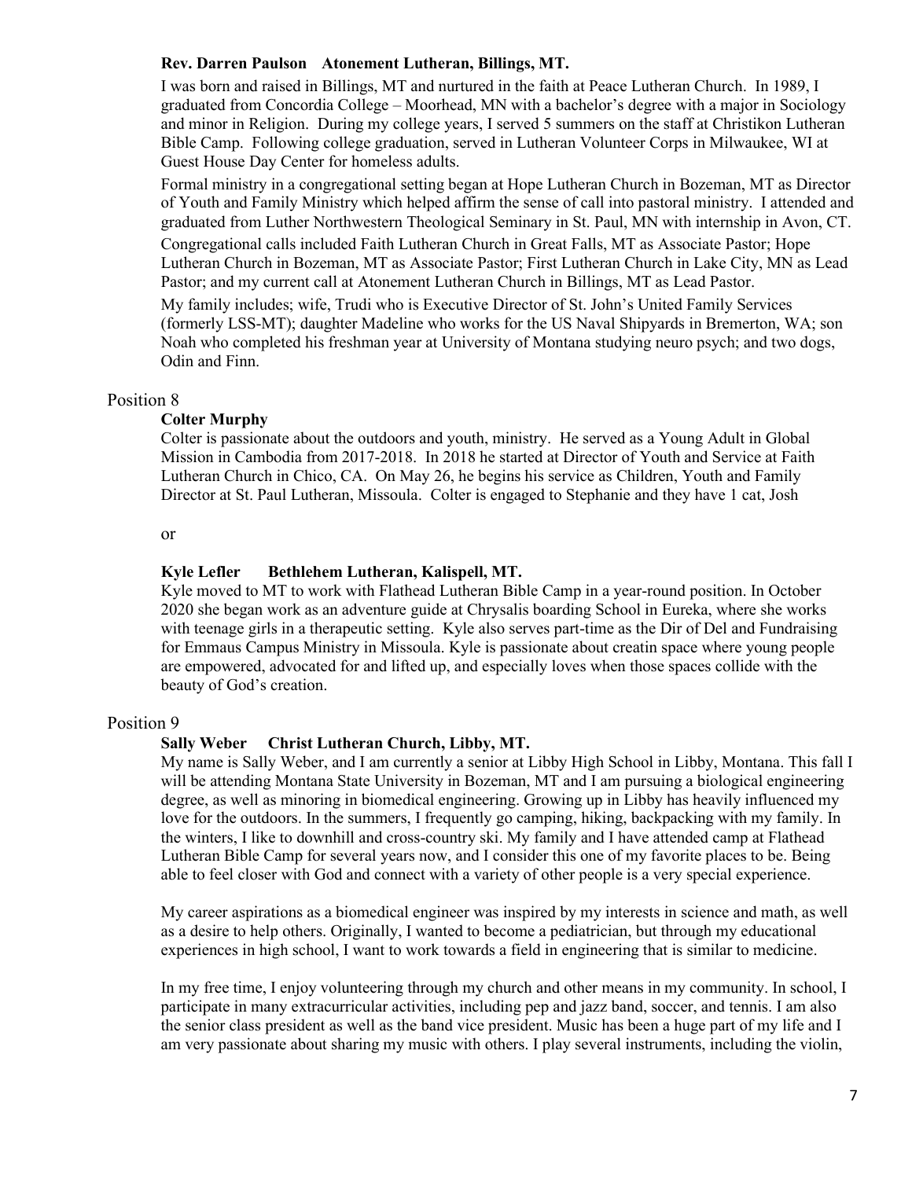**Rev. Darren Paulson Atonement Lutheran, Billings, MT.**

I was born and raised in Billings, MT and nurtured in the faith at Peace Lutheran Church. In 1989, I graduated from Concordia College – Moorhead, MN with a bachelor's degree with a major in Sociology and minor in Religion. During my college years, I served 5 summers on the staff at Christikon Lutheran Bible Camp. Following college graduation, served in Lutheran Volunteer Corps in Milwaukee, WI at Guest House Day Center for homeless adults.

Formal ministry in a congregational setting began at Hope Lutheran Church in Bozeman, MT as Director of Youth and Family Ministry which helped affirm the sense of call into pastoral ministry. I attended and graduated from Luther Northwestern Theological Seminary in St. Paul, MN with internship in Avon, CT.

Congregational calls included Faith Lutheran Church in Great Falls, MT as Associate Pastor; Hope Lutheran Church in Bozeman, MT as Associate Pastor; First Lutheran Church in Lake City, MN as Lead Pastor; and my current call at Atonement Lutheran Church in Billings, MT as Lead Pastor.

My family includes; wife, Trudi who is Executive Director of St. John's United Family Services (formerly LSS-MT); daughter Madeline who works for the US Naval Shipyards in Bremerton, WA; son Noah who completed his freshman year at University of Montana studying neuro psych; and two dogs, Odin and Finn.

## Position 8

**Colter Murphy**

Colter is passionate about the outdoors and youth, ministry. He served as a Young Adult in Global Mission in Cambodia from 2017-2018. In 2018 he started at Director of Youth and Service at Faith Lutheran Church in Chico, CA. On May 26, he begins his service as Children, Youth and Family Director at St. Paul Lutheran, Missoula. Colter is engaged to Stephanie and they have 1 cat, Josh

or

**Kyle Lefler Bethlehem Lutheran, Kalispell, MT.**

Kyle moved to MT to work with Flathead Lutheran Bible Camp in a year-round position. In October 2020 she began work as an adventure guide at Chrysalis boarding School in Eureka, where she works with teenage girls in a therapeutic setting. Kyle also serves part-time as the Dir of Del and Fundraising for Emmaus Campus Ministry in Missoula. Kyle is passionate about creatin space where young people are empowered, advocated for and lifted up, and especially loves when those spaces collide with the beauty of God's creation.

## Position 9

**Sally Weber Christ Lutheran Church, Libby, MT.**

My name is Sally Weber, and I am currently a senior at Libby High School in Libby, Montana. This fall I will be attending Montana State University in Bozeman, MT and I am pursuing a biological engineering degree, as well as minoring in biomedical engineering. Growing up in Libby has heavily influenced my love for the outdoors. In the summers, I frequently go camping, hiking, backpacking with my family. In the winters, I like to downhill and cross-country ski. My family and I have attended camp at Flathead Lutheran Bible Camp for several years now, and I consider this one of my favorite places to be. Being able to feel closer with God and connect with a variety of other people is a very special experience.

My career aspirations as a biomedical engineer was inspired by my interests in science and math, as well as a desire to help others. Originally, I wanted to become a pediatrician, but through my educational experiences in high school, I want to work towards a field in engineering that is similar to medicine.

In my free time, I enjoy volunteering through my church and other means in my community. In school, I participate in many extracurricular activities, including pep and jazz band, soccer, and tennis. I am also the senior class president as well as the band vice president. Music has been a huge part of my life and I am very passionate about sharing my music with others. I play several instruments, including the violin,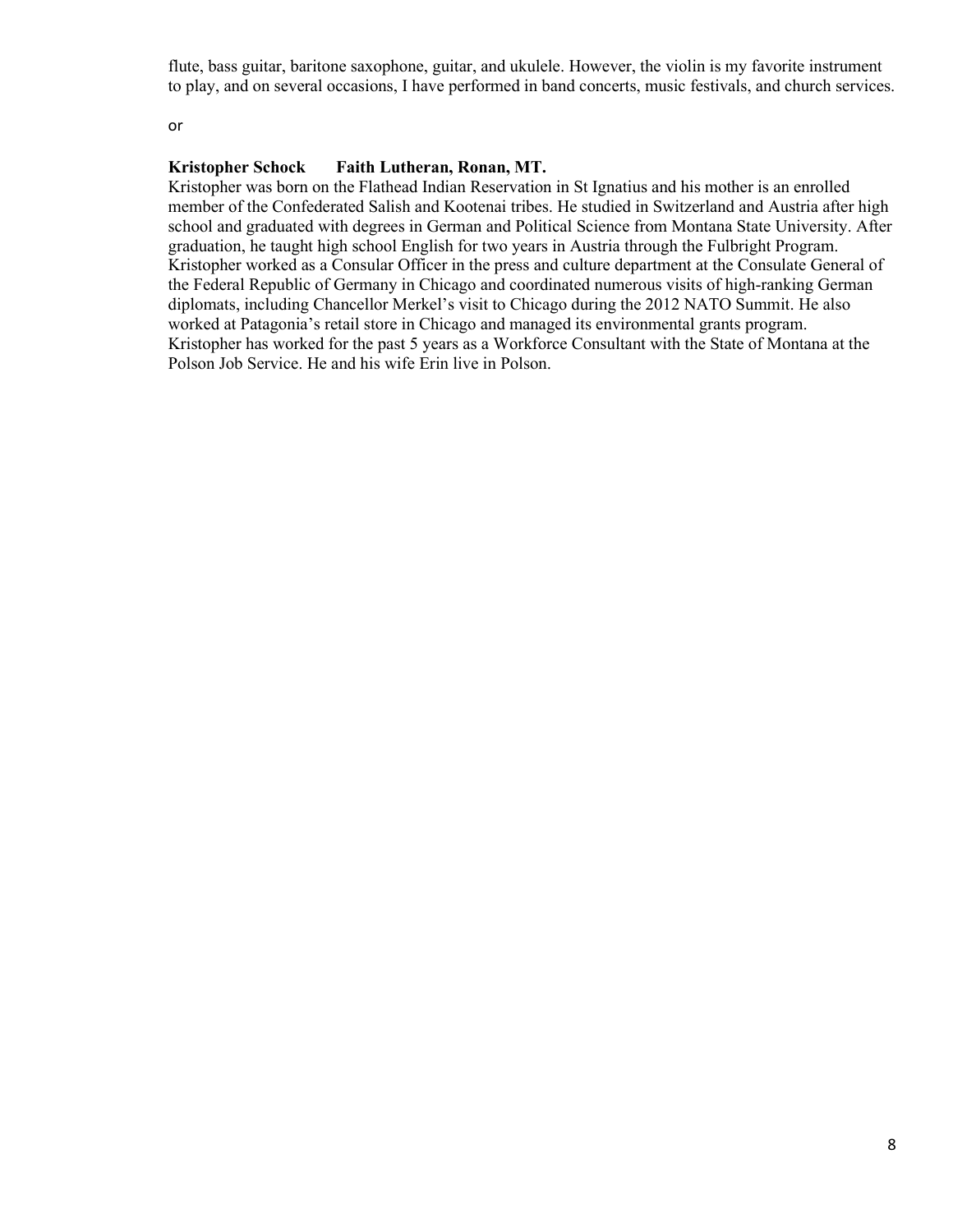flute, bass guitar, baritone saxophone, guitar, and ukulele. However, the violin is my favorite instrument to play, and on several occasions, I have performed in band concerts, music festivals, and church services.

or

**Kristopher Schock Faith Lutheran, Ronan, MT.**

Kristopher was born on the Flathead Indian Reservation in St Ignatius and his mother is an enrolled member of the Confederated Salish and Kootenai tribes. He studied in Switzerland and Austria after high school and graduated with degrees in German and Political Science from Montana State University. After graduation, he taught high school English for two years in Austria through the Fulbright Program. Kristopher worked as a Consular Officer in the press and culture department at the Consulate General of the Federal Republic of Germany in Chicago and coordinated numerous visits of high-ranking German diplomats, including Chancellor Merkel's visit to Chicago during the 2012 NATO Summit. He also worked at Patagonia's retail store in Chicago and managed its environmental grants program. Kristopher has worked for the past 5 years as a Workforce Consultant with the State of Montana at the Polson Job Service. He and his wife Erin live in Polson.